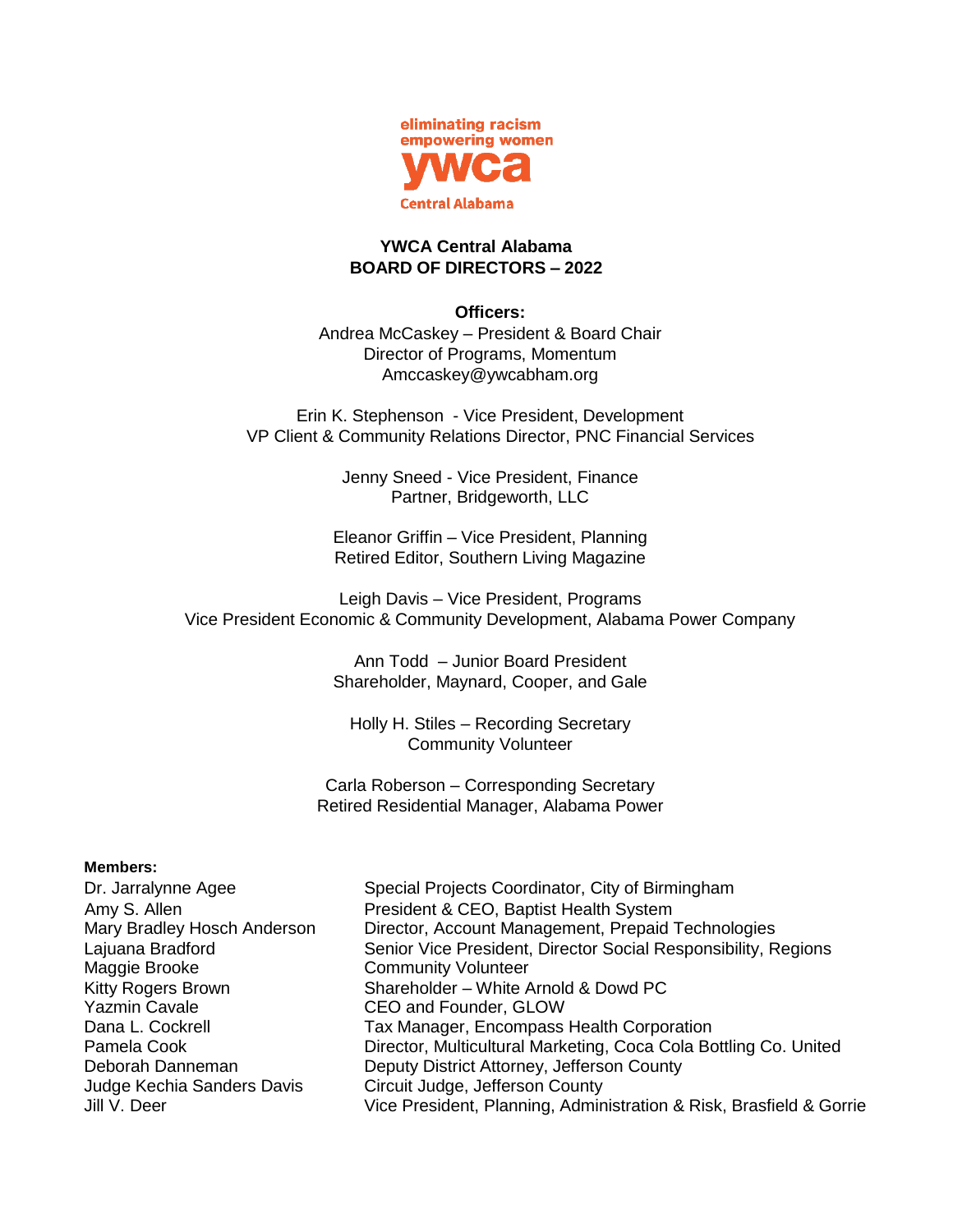eliminating racism
empowering women
ywca
Central Alabama

# YWCA Central Alabama
## BOARD OF DIRECTORS – 2022

**Officers:**

Andrea McCaskey – President & Board Chair
Director of Programs, Momentum
Amccaskey@ywcabham.org

Erin K. Stephenson - Vice President, Development
VP Client & Community Relations Director, PNC Financial Services

Jenny Sneed - Vice President, Finance
Partner, Bridgeworth, LLC

Eleanor Griffin – Vice President, Planning
Retired Editor, Southern Living Magazine

Leigh Davis – Vice President, Programs
Vice President Economic & Community Development, Alabama Power Company

Ann Todd – Junior Board President
Shareholder, Maynard, Cooper, and Gale

Holly H. Stiles – Recording Secretary
Community Volunteer

Carla Roberson – Corresponding Secretary
Retired Residential Manager, Alabama Power

**Members:**

| | |
|---|---|
| Dr. Jarralynne Agee | Special Projects Coordinator, City of Birmingham |
| Amy S. Allen | President & CEO, Baptist Health System |
| Mary Bradley Hosch Anderson | Director, Account Management, Prepaid Technologies |
| Lajuana Bradford | Senior Vice President, Director Social Responsibility, Regions |
| Maggie Brooke | Community Volunteer |
| Kitty Rogers Brown | Shareholder – White Arnold & Dowd PC |
| Yazmin Cavale | CEO and Founder, GLOW |
| Dana L. Cockrell | Tax Manager, Encompass Health Corporation |
| Pamela Cook | Director, Multicultural Marketing, Coca Cola Bottling Co. United |
| Deborah Danneman | Deputy District Attorney, Jefferson County |
| Judge Kechia Sanders Davis | Circuit Judge, Jefferson County |
| Jill V. Deer | Vice President, Planning, Administration & Risk, Brasfield & Gorrie |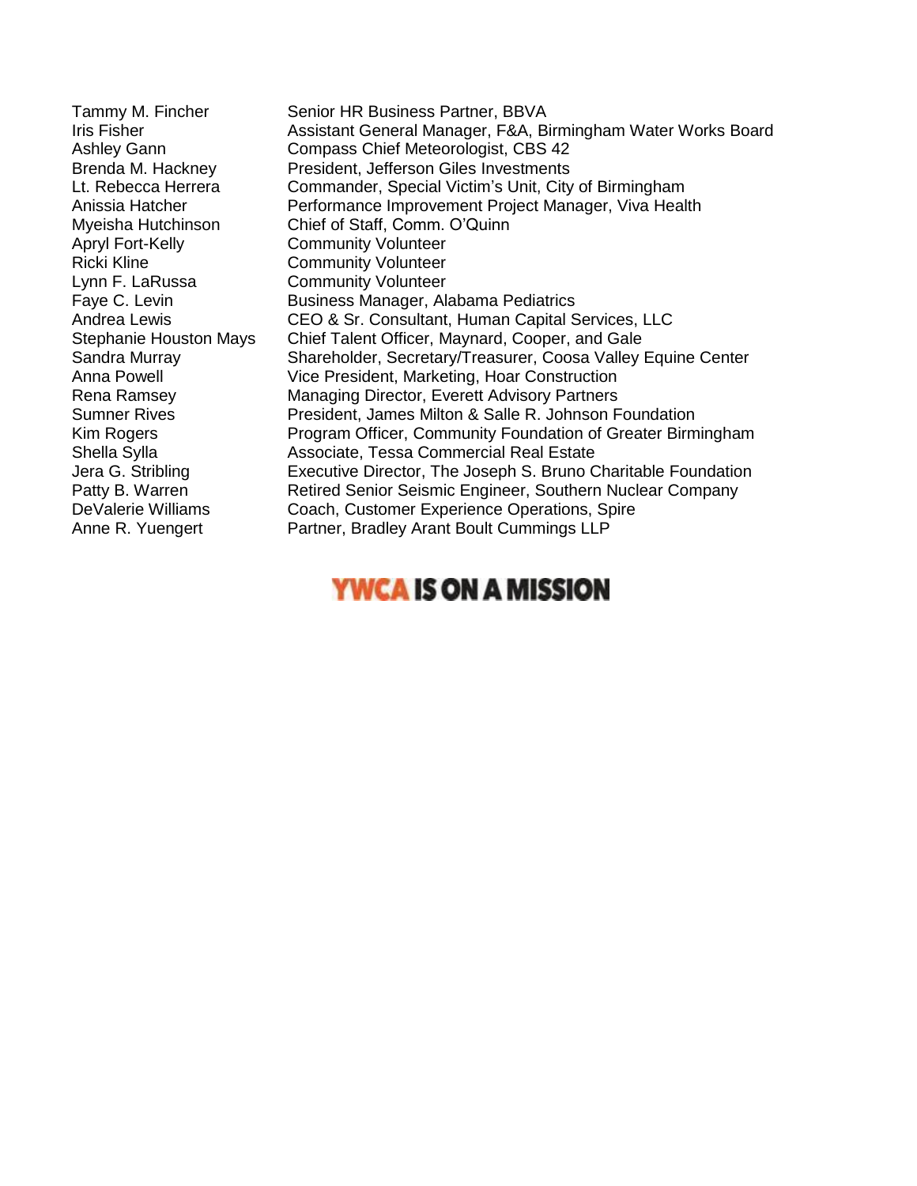| | |
|---|---|
| Tammy M. Fincher | Senior HR Business Partner, BBVA |
| Iris Fisher | Assistant General Manager, F&A, Birmingham Water Works Board |
| Ashley Gann | Compass Chief Meteorologist, CBS 42 |
| Brenda M. Hackney | President, Jefferson Giles Investments |
| Lt. Rebecca Herrera | Commander, Special Victim's Unit, City of Birmingham |
| Anissia Hatcher | Performance Improvement Project Manager, Viva Health |
| Myeisha Hutchinson | Chief of Staff, Comm. O'Quinn |
| Apryl Fort-Kelly | Community Volunteer |
| Ricki Kline | Community Volunteer |
| Lynn F. LaRussa | Community Volunteer |
| Faye C. Levin | Business Manager, Alabama Pediatrics |
| Andrea Lewis | CEO & Sr. Consultant, Human Capital Services, LLC |
| Stephanie Houston Mays | Chief Talent Officer, Maynard, Cooper, and Gale |
| Sandra Murray | Shareholder, Secretary/Treasurer, Coosa Valley Equine Center |
| Anna Powell | Vice President, Marketing, Hoar Construction |
| Rena Ramsey | Managing Director, Everett Advisory Partners |
| Sumner Rives | President, James Milton & Salle R. Johnson Foundation |
| Kim Rogers | Program Officer, Community Foundation of Greater Birmingham |
| Shella Sylla | Associate, Tessa Commercial Real Estate |
| Jera G. Stribling | Executive Director, The Joseph S. Bruno Charitable Foundation |
| Patty B. Warren | Retired Senior Seismic Engineer, Southern Nuclear Company |
| DeValerie Williams | Coach, Customer Experience Operations, Spire |
| Anne R. Yuengert | Partner, Bradley Arant Boult Cummings LLP |

**YWCA IS ON A MISSION**